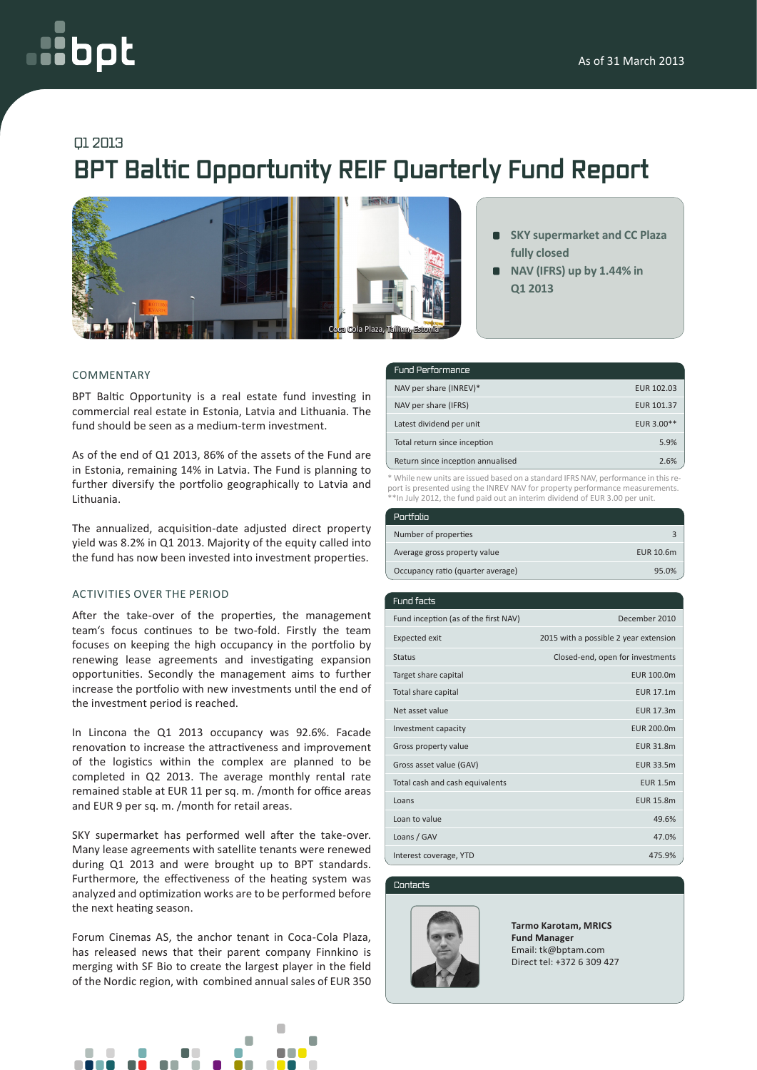As of 31 March 2013

Q1 2013

# BPT Baltic Opportunity REIF Quarterly Fund Report

Coca Cola Plaza, Tallinn, Estonia

- SKY supermarket and CC Plaza fully closed
- NAV (IFRS) up by 1.44% in Q1 2013

## COMMENTARY

BPT Baltic Opportunity is a real estate fund investing in commercial real estate in Estonia, Latvia and Lithuania. The fund should be seen as a medium-term investment.

As of the end of Q1 2013, 86% of the assets of the Fund are in Estonia, remaining 14% in Latvia. The Fund is planning to further diversify the portfolio geographically to Latvia and Lithuania.

The annualized, acquisition-date adjusted direct property yield was 8.2% in Q1 2013. Majority of the equity called into the fund has now been invested into investment properties.

## ACTIVITIES OVER THE PERIOD

After the take-over of the properties, the management team's focus continues to be two-fold. Firstly the team focuses on keeping the high occupancy in the portfolio by renewing lease agreements and investigating expansion opportunities. Secondly the management aims to further increase the portfolio with new investments until the end of the investment period is reached.

In Lincona the Q1 2013 occupancy was 92.6%. Facade renovation to increase the attractiveness and improvement of the logistics within the complex are planned to be completed in Q2 2013. The average monthly rental rate remained stable at EUR 11 per sq. m. /month for office areas and EUR 9 per sq. m. /month for retail areas.

SKY supermarket has performed well after the take-over. Many lease agreements with satellite tenants were renewed during Q1 2013 and were brought up to BPT standards. Furthermore, the effectiveness of the heating system was analyzed and optimization works are to be performed before the next heating season.

Forum Cinemas AS, the anchor tenant in Coca-Cola Plaza, has released news that their parent company Finnkino is merging with SF Bio to create the largest player in the field of the Nordic region, with combined annual sales of EUR 350

| Fund Performance | |
|---|---|
| NAV per share (INREV)* | EUR 102.03 |
| NAV per share (IFRS) | EUR 101.37 |
| Latest dividend per unit | EUR 3.00** |
| Total return since inception | 5.9% |
| Return since inception annualised | 2.6% |

* While new units are issued based on a standard IFRS NAV, performance in this report is presented using the INREV NAV for property performance measurements.
**In July 2012, the fund paid out an interim dividend of EUR 3.00 per unit.

| Portfolio | |
|---|---|
| Number of properties | 3 |
| Average gross property value | EUR 10.6m |
| Occupancy ratio (quarter average) | 95.0% |

| Fund facts | |
|---|---|
| Fund inception (as of the first NAV) | December 2010 |
| Expected exit | 2015 with a possible 2 year extension |
| Status | Closed-end, open for investments |
| Target share capital | EUR 100.0m |
| Total share capital | EUR 17.1m |
| Net asset value | EUR 17.3m |
| Investment capacity | EUR 200.0m |
| Gross property value | EUR 31.8m |
| Gross asset value (GAV) | EUR 33.5m |
| Total cash and cash equivalents | EUR 1.5m |
| Loans | EUR 15.8m |
| Loan to value | 49.6% |
| Loans / GAV | 47.0% |
| Interest coverage, YTD | 475.9% |

## Contacts

**Tarmo Karotam, MRICS**
**Fund Manager**
Email: tk@bptam.com
Direct tel: +372 6 309 427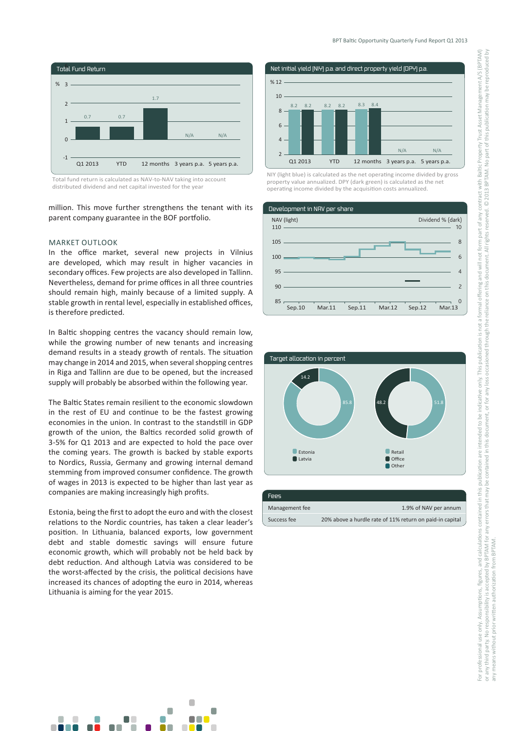Total Fund Return

%
3
2
1
0
-1

0.7
0.7
1.7
N/A
N/A

Q1 2013
YTD
12 months
3 years p.a.
5 years p.a.

Total fund return is calculated as NAV-to-NAV taking into account distributed dividend and net capital invested for the year

million. This move further strengthens the tenant with its parent company guarantee in the BOF portfolio.

## MARKET OUTLOOK

In the office market, several new projects in Vilnius are developed, which may result in higher vacancies in secondary offices. Few projects are also developed in Tallinn. Nevertheless, demand for prime offices in all three countries should remain high, mainly because of a limited supply. A stable growth in rental level, especially in established offices, is therefore predicted.

In Baltic shopping centres the vacancy should remain low, while the growing number of new tenants and increasing demand results in a steady growth of rentals. The situation may change in 2014 and 2015, when several shopping centres in Riga and Tallinn are due to be opened, but the increased supply will probably be absorbed within the following year.

The Baltic States remain resilient to the economic slowdown in the rest of EU and continue to be the fastest growing economies in the union. In contrast to the standstill in GDP growth of the union, the Baltics recorded solid growth of 3-5% for Q1 2013 and are expected to hold the pace over the coming years. The growth is backed by stable exports to Nordics, Russia, Germany and growing internal demand stemming from improved consumer confidence. The growth of wages in 2013 is expected to be higher than last year as companies are making increasingly high profits.

Estonia, being the first to adopt the euro and with the closest relations to the Nordic countries, has taken a clear leader's position. In Lithuania, balanced exports, low government debt and stable domestic savings will ensure future economic growth, which will probably not be held back by debt reduction. And although Latvia was considered to be the worst-affected by the crisis, the political decisions have increased its chances of adopting the euro in 2014, whereas Lithuania is aiming for the year 2015.

Net initial yield (NIY) p.a. and direct property yield (DPY) p.a.

% 12
10
8
6
4
2

8.2
8.2
8.2
8.2
8.3
8.4
N/A
N/A

Q1 2013
YTD
12 months
3 years p.a.
5 years p.a.

NIY (light blue) is calculated as the net operating income divided by gross property value annualized. DPY (dark green) is calculated as the net operating income divided by the acquisition costs annualized.

Development in NAV per share

NAV (light)
Dividend % (dark)

110
105
100
95
90
85

10
8
6
4
2
0

Sep.10
Mar.11
Sep.11
Mar.12
Sep.12
Mar.13

Target allocation in percent

14.2
85.8
48.2
51.8

Estonia
Latvia

Retail
Office
Other

| Fees | |
|---|---|
| Management fee | 1.9% of NAV per annum |
| Success fee | 20% above a hurdle rate of 11% return on paid-in capital |

For professional use only. Assumptions, figures, and calculations contained in this publication are intended to be indicative only. This publication is not a formal offering and will not form part of any contract with Baltic Property Trust Asset Management A/S (BPTAM) or any third party. No responsibility is accepted by BPTAM for any errors that may be contained in this document, or for any loss occasioned through the reliance on this document. All rights reserved. © 2013 BPTAM. No part of this publication may be reproduced by any means without prior written authorization from BPTAM.